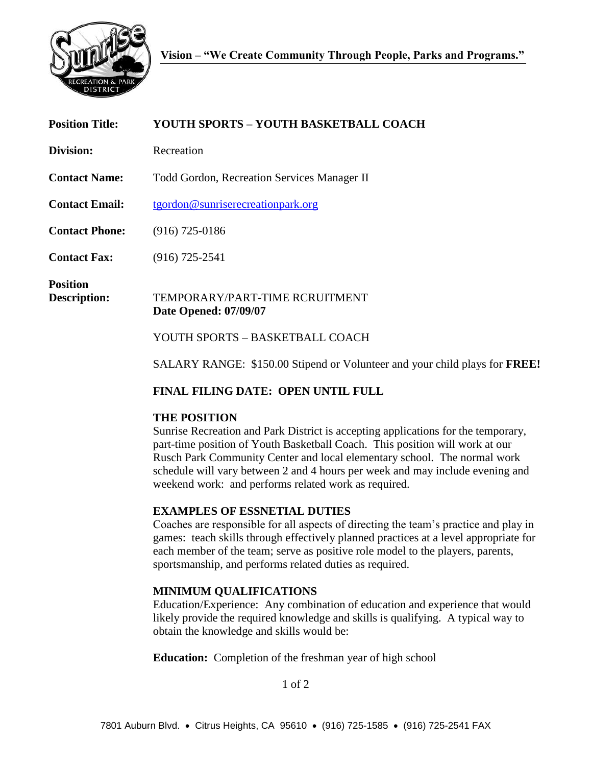**Vision – "We Create Community Through People, Parks and Programs."**

**Position Title:** **YOUTH SPORTS – YOUTH BASKETBALL COACH**

**Division:** Recreation

**Contact Name:** Todd Gordon, Recreation Services Manager II

**Contact Email:** tgordon@sunriserecreationpark.org

**Contact Phone:** (916) 725-0186

**Contact Fax:** (916) 725-2541

**Position Description:** TEMPORARY/PART-TIME RCRUITMENT
**Date Opened: 07/09/07**

YOUTH SPORTS – BASKETBALL COACH

SALARY RANGE: $150.00 Stipend or Volunteer and your child plays for **FREE!**

**FINAL FILING DATE: OPEN UNTIL FULL**

**THE POSITION**
Sunrise Recreation and Park District is accepting applications for the temporary, part-time position of Youth Basketball Coach. This position will work at our Rusch Park Community Center and local elementary school. The normal work schedule will vary between 2 and 4 hours per week and may include evening and weekend work: and performs related work as required.

**EXAMPLES OF ESSNETIAL DUTIES**
Coaches are responsible for all aspects of directing the team's practice and play in games: teach skills through effectively planned practices at a level appropriate for each member of the team; serve as positive role model to the players, parents, sportsmanship, and performs related duties as required.

**MINIMUM QUALIFICATIONS**
Education/Experience: Any combination of education and experience that would likely provide the required knowledge and skills is qualifying. A typical way to obtain the knowledge and skills would be:

**Education:** Completion of the freshman year of high school

7801 Auburn Blvd. • Citrus Heights, CA 95610 • (916) 725-1585 • (916) 725-2541 FAX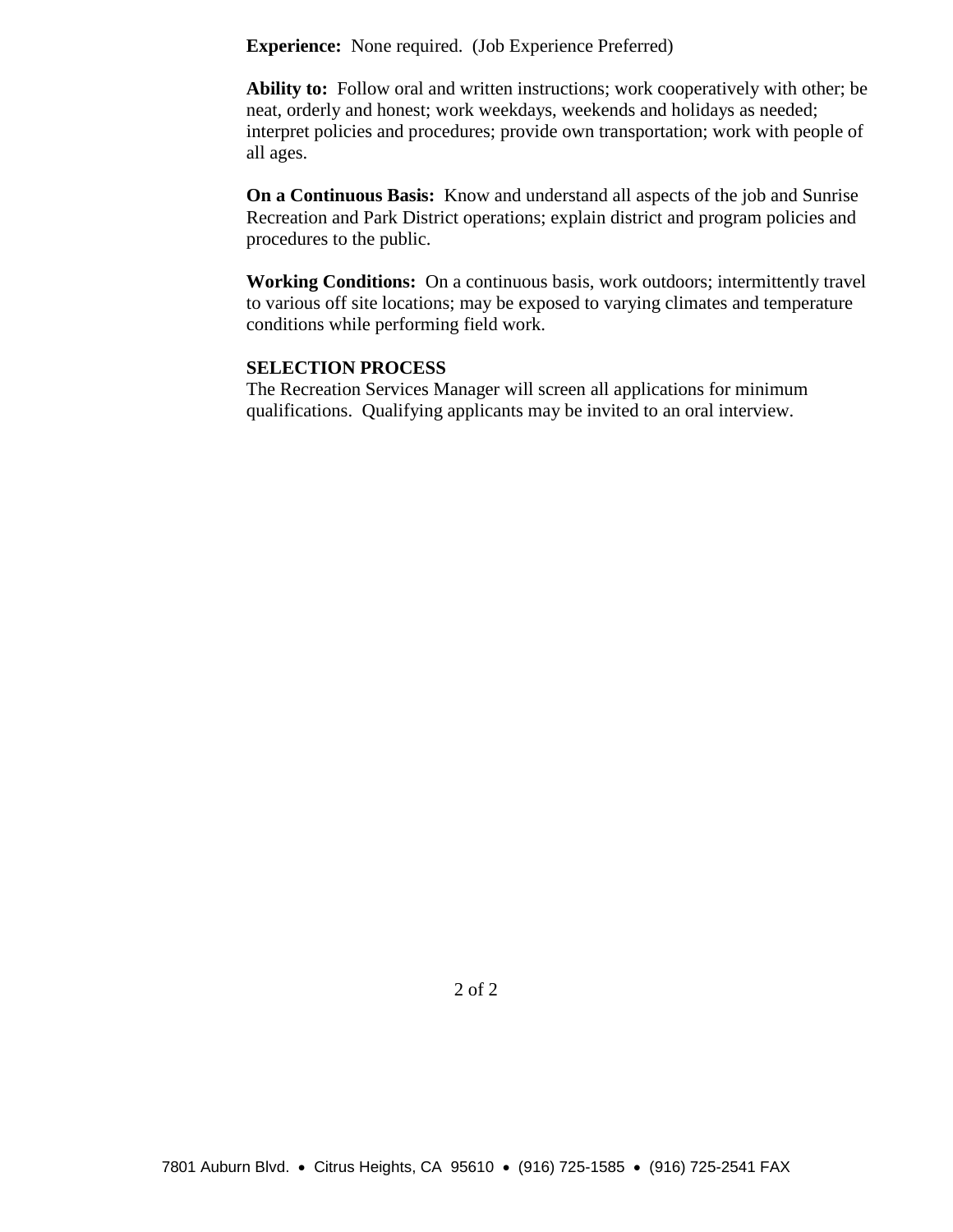**Experience:** None required. (Job Experience Preferred)

**Ability to:** Follow oral and written instructions; work cooperatively with other; be neat, orderly and honest; work weekdays, weekends and holidays as needed; interpret policies and procedures; provide own transportation; work with people of all ages.

**On a Continuous Basis:** Know and understand all aspects of the job and Sunrise Recreation and Park District operations; explain district and program policies and procedures to the public.

**Working Conditions:** On a continuous basis, work outdoors; intermittently travel to various off site locations; may be exposed to varying climates and temperature conditions while performing field work.

**SELECTION PROCESS**

The Recreation Services Manager will screen all applications for minimum qualifications. Qualifying applicants may be invited to an oral interview.

7801 Auburn Blvd. • Citrus Heights, CA 95610 • (916) 725-1585 • (916) 725-2541 FAX